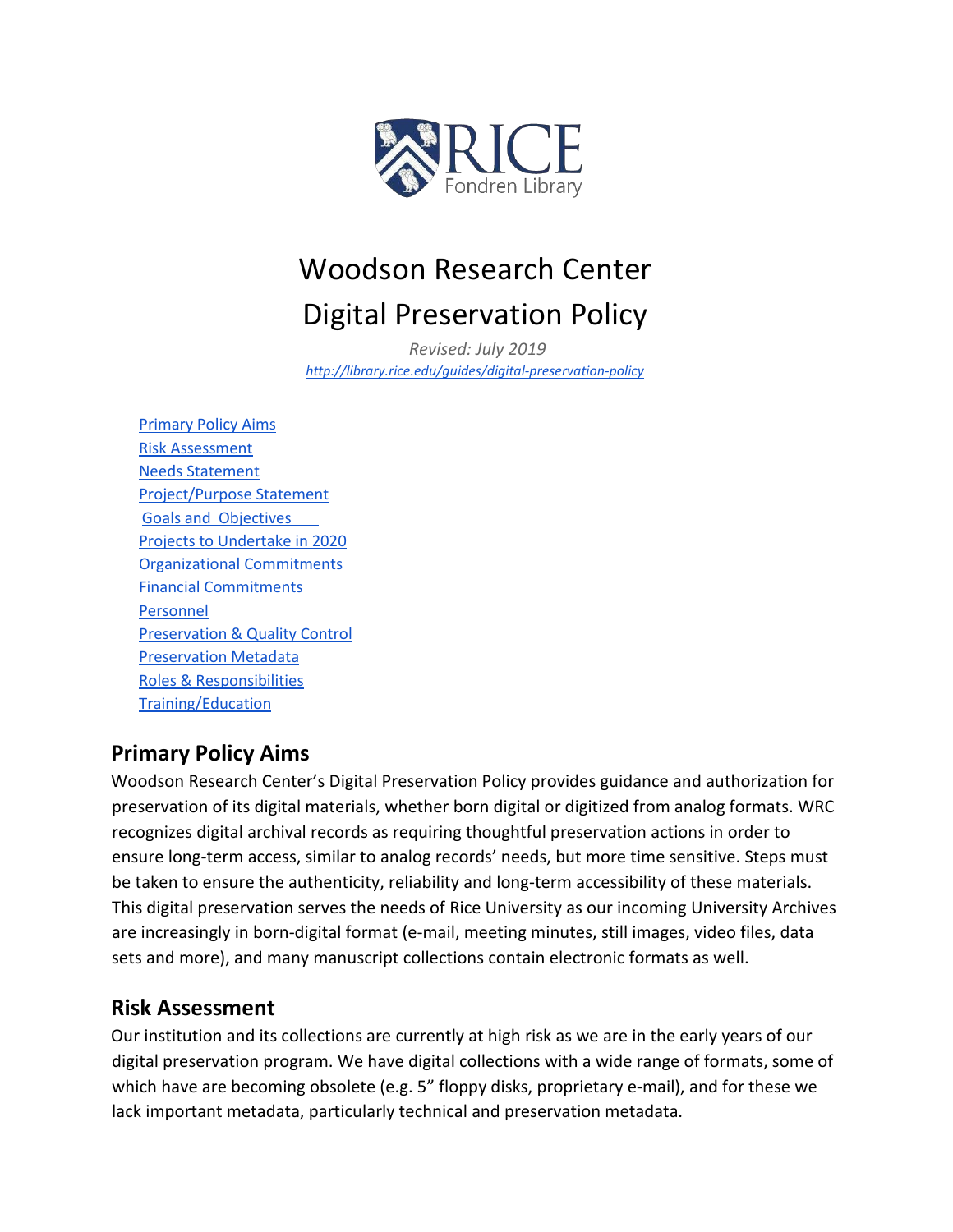# Woodson Research Center
# Digital Preservation Policy

*Revised: July 2019*

*http://library.rice.edu/guides/digital-preservation-policy*

- Primary Policy Aims
- Risk Assessment
- Needs Statement
- Project/Purpose Statement
- Goals and Objectives
- Projects to Undertake in 2020
- Organizational Commitments
- Financial Commitments
- Personnel
- Preservation & Quality Control
- Preservation Metadata
- Roles & Responsibilities
- Training/Education

## Primary Policy Aims

Woodson Research Center's Digital Preservation Policy provides guidance and authorization for preservation of its digital materials, whether born digital or digitized from analog formats. WRC recognizes digital archival records as requiring thoughtful preservation actions in order to ensure long-term access, similar to analog records' needs, but more time sensitive. Steps must be taken to ensure the authenticity, reliability and long-term accessibility of these materials. This digital preservation serves the needs of Rice University as our incoming University Archives are increasingly in born-digital format (e-mail, meeting minutes, still images, video files, data sets and more), and many manuscript collections contain electronic formats as well.

## Risk Assessment

Our institution and its collections are currently at high risk as we are in the early years of our digital preservation program. We have digital collections with a wide range of formats, some of which have are becoming obsolete (e.g. 5" floppy disks, proprietary e-mail), and for these we lack important metadata, particularly technical and preservation metadata.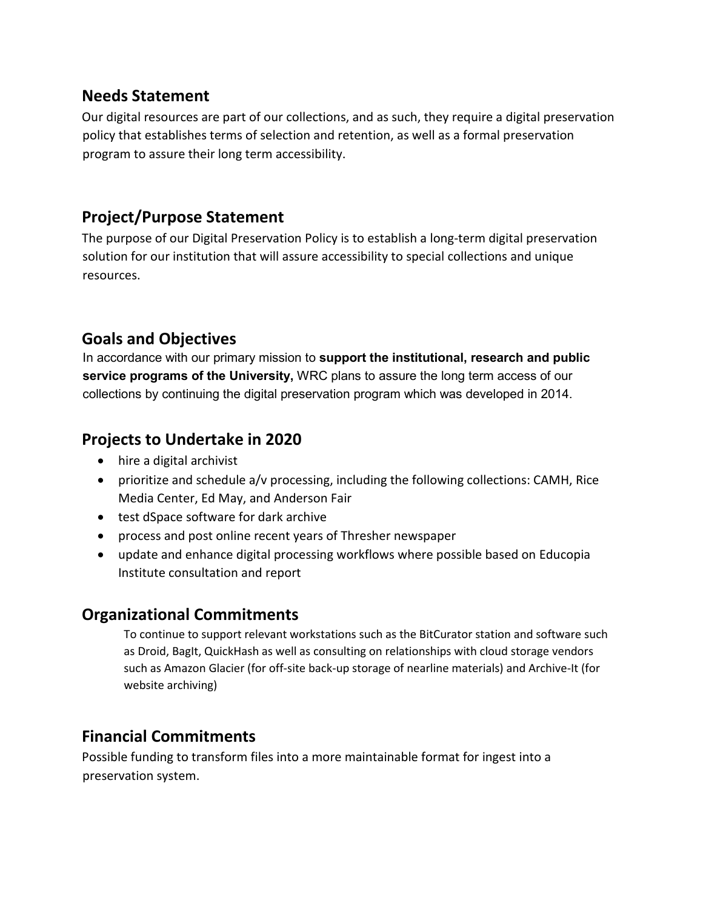## Needs Statement

Our digital resources are part of our collections, and as such, they require a digital preservation policy that establishes terms of selection and retention, as well as a formal preservation program to assure their long term accessibility.

## Project/Purpose Statement

The purpose of our Digital Preservation Policy is to establish a long-term digital preservation solution for our institution that will assure accessibility to special collections and unique resources.

## Goals and Objectives

In accordance with our primary mission to **support the institutional, research and public service programs of the University,** WRC plans to assure the long term access of our collections by continuing the digital preservation program which was developed in 2014.

## Projects to Undertake in 2020

- hire a digital archivist
- prioritize and schedule a/v processing, including the following collections: CAMH, Rice Media Center, Ed May, and Anderson Fair
- test dSpace software for dark archive
- process and post online recent years of Thresher newspaper
- update and enhance digital processing workflows where possible based on Educopia Institute consultation and report

## Organizational Commitments

To continue to support relevant workstations such as the BitCurator station and software such as Droid, BagIt, QuickHash as well as consulting on relationships with cloud storage vendors such as Amazon Glacier (for off-site back-up storage of nearline materials) and Archive-It (for website archiving)

## Financial Commitments

Possible funding to transform files into a more maintainable format for ingest into a preservation system.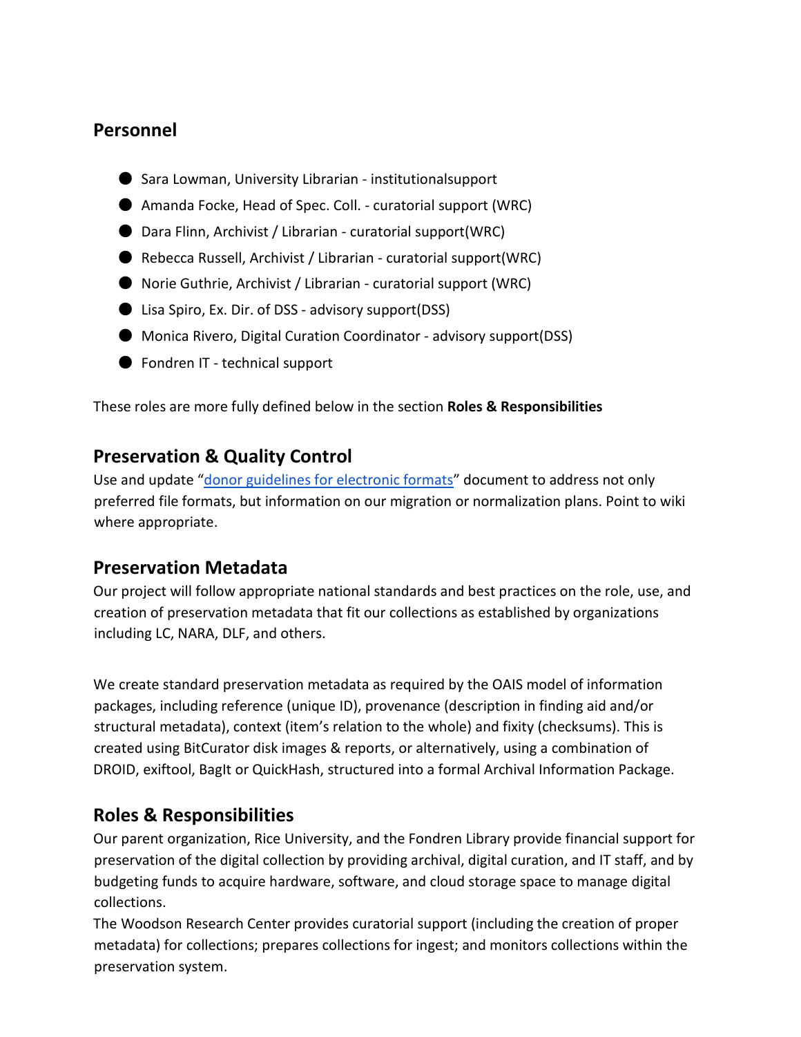## Personnel

- Sara Lowman, University Librarian - institutionalsupport
- Amanda Focke, Head of Spec. Coll. - curatorial support (WRC)
- Dara Flinn, Archivist / Librarian - curatorial support(WRC)
- Rebecca Russell, Archivist / Librarian - curatorial support(WRC)
- Norie Guthrie, Archivist / Librarian - curatorial support (WRC)
- Lisa Spiro, Ex. Dir. of DSS - advisory support(DSS)
- Monica Rivero, Digital Curation Coordinator - advisory support(DSS)
- Fondren IT - technical support

These roles are more fully defined below in the section **Roles & Responsibilities**

## Preservation & Quality Control

Use and update "donor guidelines for electronic formats" document to address not only preferred file formats, but information on our migration or normalization plans. Point to wiki where appropriate.

## Preservation Metadata

Our project will follow appropriate national standards and best practices on the role, use, and creation of preservation metadata that fit our collections as established by organizations including LC, NARA, DLF, and others.

We create standard preservation metadata as required by the OAIS model of information packages, including reference (unique ID), provenance (description in finding aid and/or structural metadata), context (item's relation to the whole) and fixity (checksums). This is created using BitCurator disk images & reports, or alternatively, using a combination of DROID, exiftool, BagIt or QuickHash, structured into a formal Archival Information Package.

## Roles & Responsibilities

Our parent organization, Rice University, and the Fondren Library provide financial support for preservation of the digital collection by providing archival, digital curation, and IT staff, and by budgeting funds to acquire hardware, software, and cloud storage space to manage digital collections.
The Woodson Research Center provides curatorial support (including the creation of proper metadata) for collections; prepares collections for ingest; and monitors collections within the preservation system.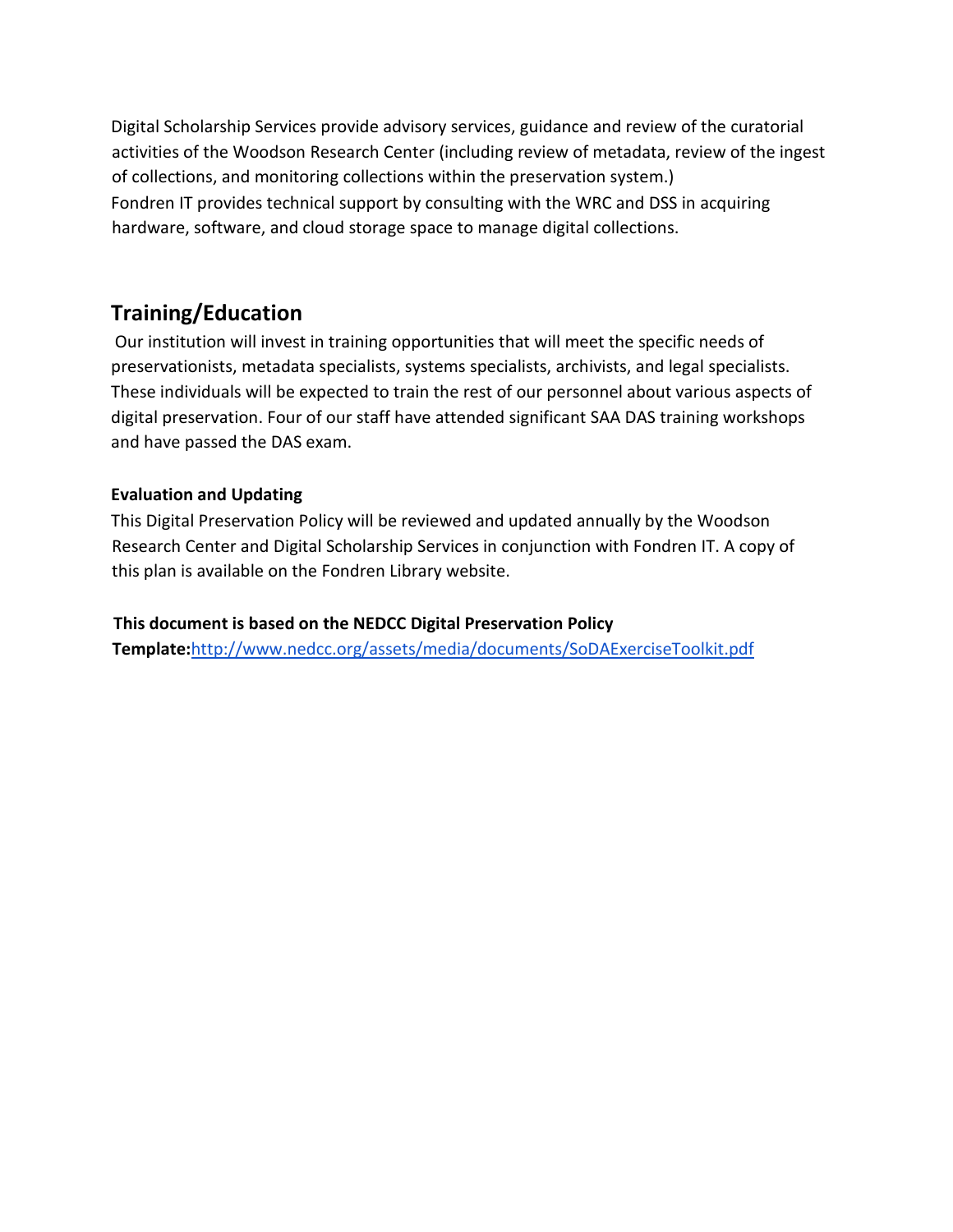Digital Scholarship Services provide advisory services, guidance and review of the curatorial activities of the Woodson Research Center (including review of metadata, review of the ingest of collections, and monitoring collections within the preservation system.)
Fondren IT provides technical support by consulting with the WRC and DSS in acquiring hardware, software, and cloud storage space to manage digital collections.

## Training/Education

Our institution will invest in training opportunities that will meet the specific needs of preservationists, metadata specialists, systems specialists, archivists, and legal specialists. These individuals will be expected to train the rest of our personnel about various aspects of digital preservation. Four of our staff have attended significant SAA DAS training workshops and have passed the DAS exam.

**Evaluation and Updating**

This Digital Preservation Policy will be reviewed and updated annually by the Woodson Research Center and Digital Scholarship Services in conjunction with Fondren IT. A copy of this plan is available on the Fondren Library website.

**This document is based on the NEDCC Digital Preservation Policy Template:**http://www.nedcc.org/assets/media/documents/SoDAExerciseToolkit.pdf